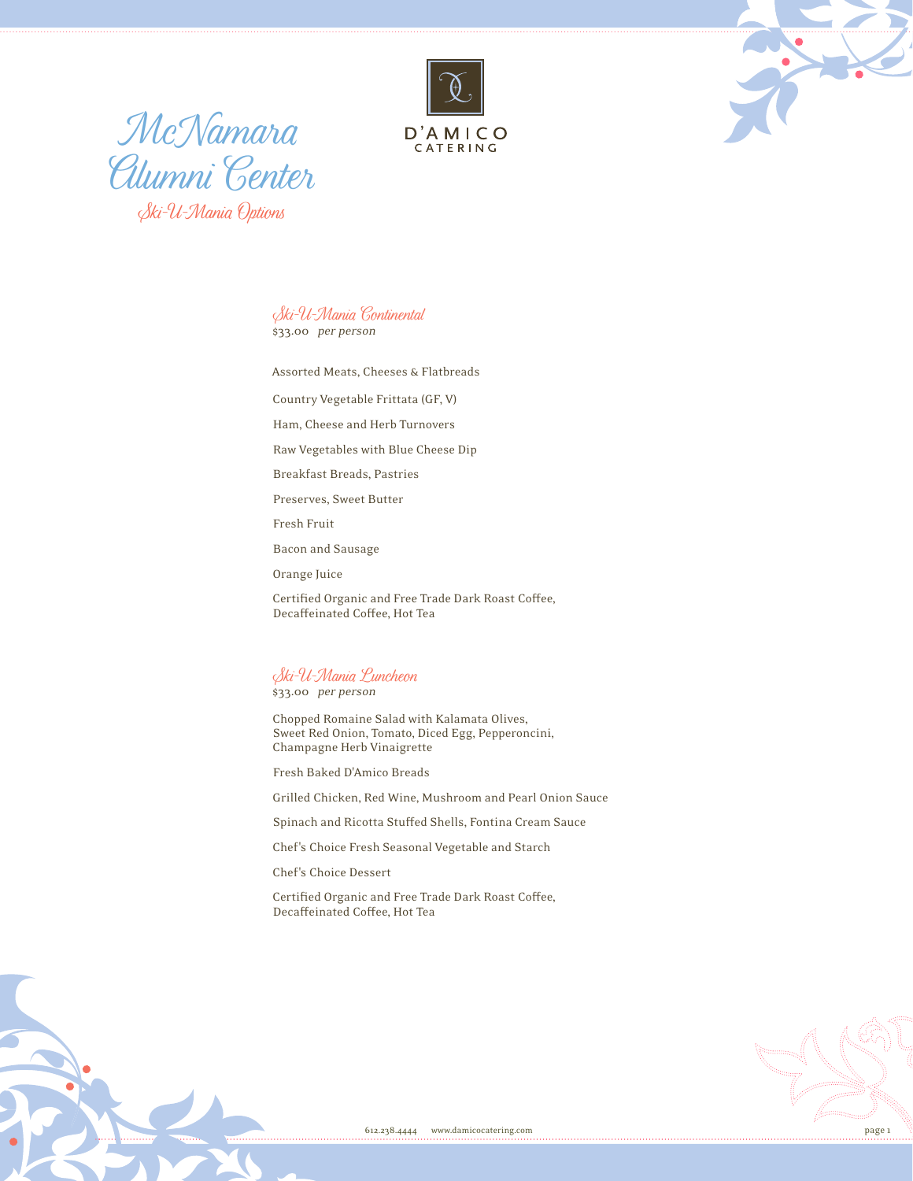# McNamara Alumni Center

D'AMICO CATERING

## Ski-U-Mania Options

### Ski-U-Mania Continental

$33.00 *per person*

Assorted Meats, Cheeses & Flatbreads

Country Vegetable Frittata (GF, V)

Ham, Cheese and Herb Turnovers

Raw Vegetables with Blue Cheese Dip

Breakfast Breads, Pastries

Preserves, Sweet Butter

Fresh Fruit

Bacon and Sausage

Orange Juice

Certified Organic and Free Trade Dark Roast Coffee, Decaffeinated Coffee, Hot Tea

### Ski-U-Mania Luncheon

$33.00 *per person*

Chopped Romaine Salad with Kalamata Olives, Sweet Red Onion, Tomato, Diced Egg, Pepperoncini, Champagne Herb Vinaigrette

Fresh Baked D'Amico Breads

Grilled Chicken, Red Wine, Mushroom and Pearl Onion Sauce

Spinach and Ricotta Stuffed Shells, Fontina Cream Sauce

Chef's Choice Fresh Seasonal Vegetable and Starch

Chef's Choice Dessert

Certified Organic and Free Trade Dark Roast Coffee, Decaffeinated Coffee, Hot Tea

612.238.4444 www.damicocatering.com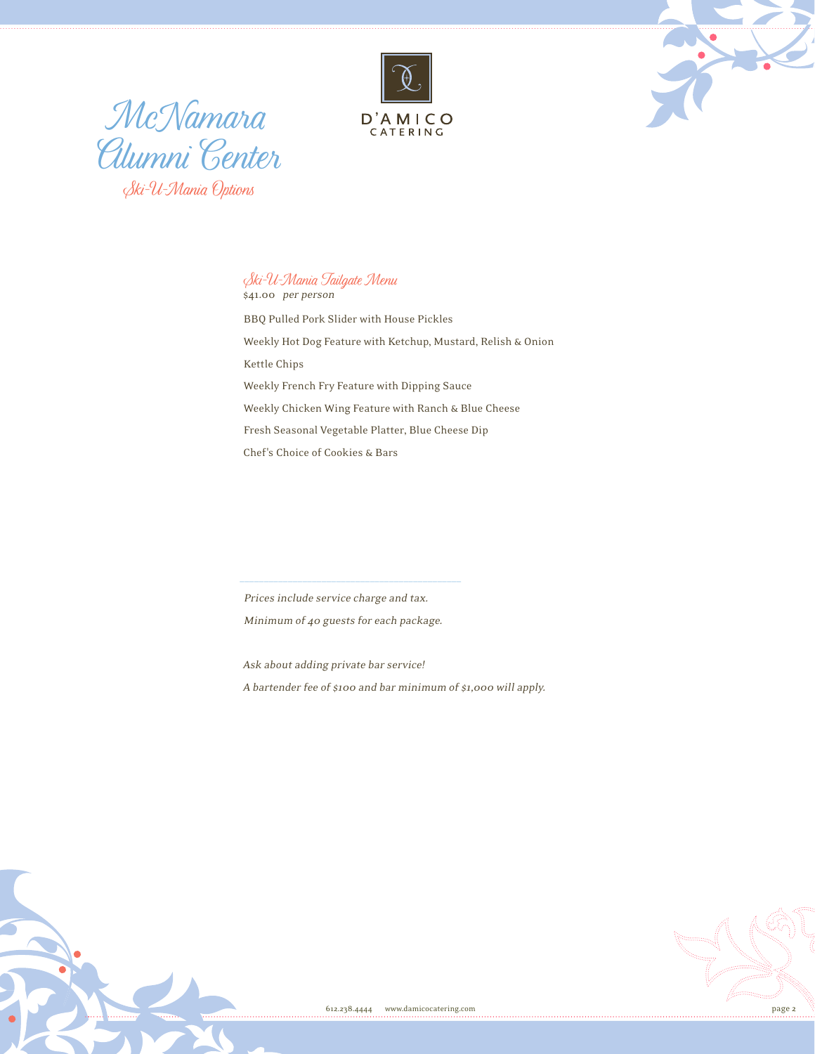# McNamara Alumni Center

D'AMICO CATERING

## Ski-U-Mania Options

### Ski-U-Mania Tailgate Menu

$41.00 *per person*

BBQ Pulled Pork Slider with House Pickles

Weekly Hot Dog Feature with Ketchup, Mustard, Relish & Onion

Kettle Chips

Weekly French Fry Feature with Dipping Sauce

Weekly Chicken Wing Feature with Ranch & Blue Cheese

Fresh Seasonal Vegetable Platter, Blue Cheese Dip

Chef's Choice of Cookies & Bars

---

*Prices include service charge and tax.*

*Minimum of 40 guests for each package.*

*Ask about adding private bar service!*

*A bartender fee of $100 and bar minimum of $1,000 will apply.*

612.238.4444 www.damicocatering.com